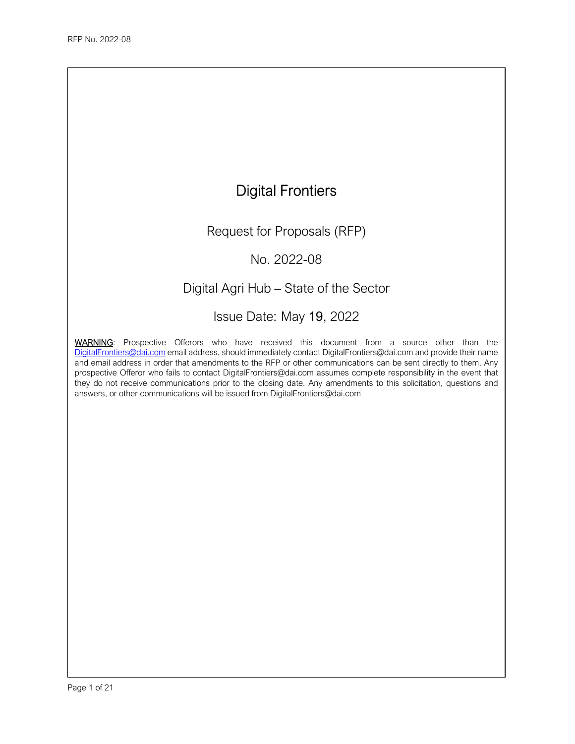# Digital Frontiers

## Request for Proposals (RFP)

## No. 2022-08

## Digital Agri Hub – State of the Sector

## Issue Date: May 19, 2022

<u>**WARNING**</u>: Prospective Offerors who have received this document from a source other than the DigitalFrontiers@dai.com email address, should immediately contact DigitalFrontiers@dai.com and provide their name and email address in order that amendments to the RFP or other communications can be sent directly to them. Any prospective Offeror who fails to contact DigitalFrontiers@dai.com assumes complete responsibility in the event that they do not receive communications prior to the closing date. Any amendments to this solicitation, questions and answers, or other communications will be issued from DigitalFrontiers@dai.com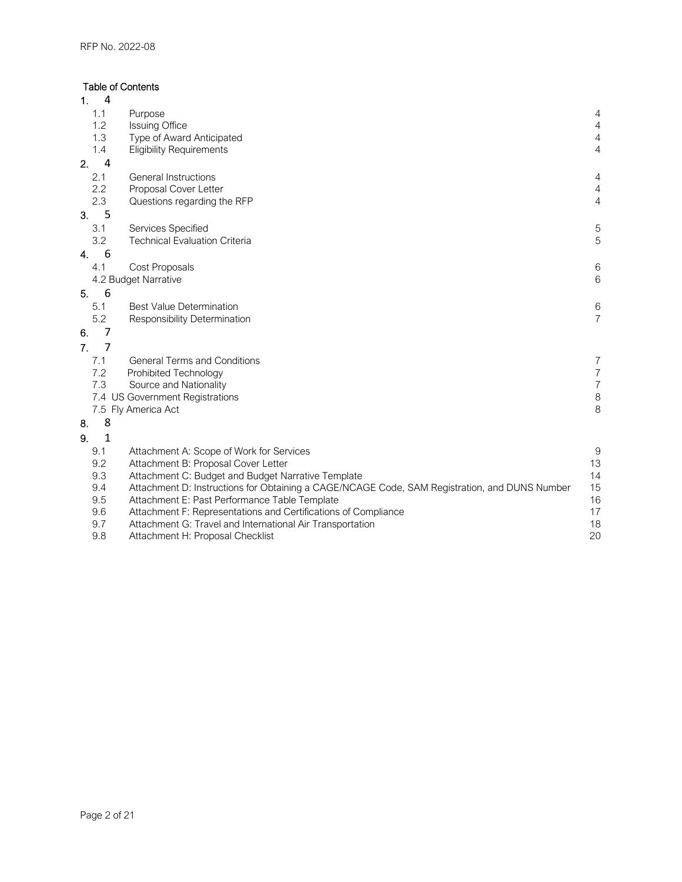Table of Contents

1. 4
   - 1.1 Purpose 4
   - 1.2 Issuing Office 4
   - 1.3 Type of Award Anticipated 4
   - 1.4 Eligibility Requirements 4
2. 4
   - 2.1 General Instructions 4
   - 2.2 Proposal Cover Letter 4
   - 2.3 Questions regarding the RFP 4
3. 5
   - 3.1 Services Specified 5
   - 3.2 Technical Evaluation Criteria 5
4. 6
   - 4.1 Cost Proposals 6
   - 4.2 Budget Narrative 6
5. 6
   - 5.1 Best Value Determination 6
   - 5.2 Responsibility Determination 7
6. 7
7. 7
   - 7.1 General Terms and Conditions 7
   - 7.2 Prohibited Technology 7
   - 7.3 Source and Nationality 7
   - 7.4 US Government Registrations 8
   - 7.5 Fly America Act 8
8. 8
9. 1
   - 9.1 Attachment A: Scope of Work for Services 9
   - 9.2 Attachment B: Proposal Cover Letter 13
   - 9.3 Attachment C: Budget and Budget Narrative Template 14
   - 9.4 Attachment D: Instructions for Obtaining a CAGE/NCAGE Code, SAM Registration, and DUNS Number 15
   - 9.5 Attachment E: Past Performance Table Template 16
   - 9.6 Attachment F: Representations and Certifications of Compliance 17
   - 9.7 Attachment G: Travel and International Air Transportation 18
   - 9.8 Attachment H: Proposal Checklist 20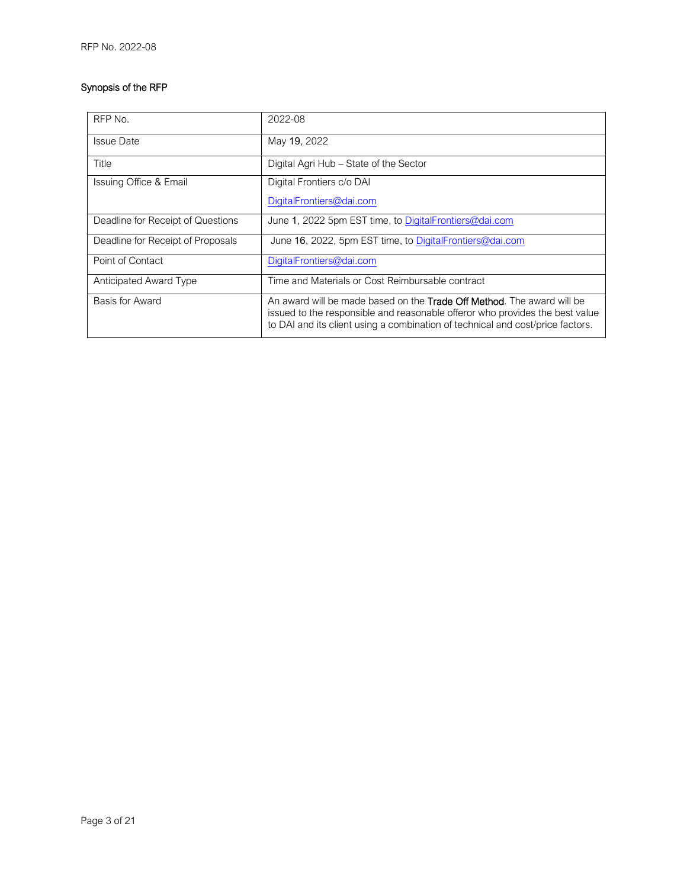## Synopsis of the RFP

| RFP No. | 2022-08 |
|---|---|
| Issue Date | May 19, 2022 |
| Title | Digital Agri Hub – State of the Sector |
| Issuing Office & Email | Digital Frontiers c/o DAI<br>DigitalFrontiers@dai.com |
| Deadline for Receipt of Questions | June 1, 2022 5pm EST time, to DigitalFrontiers@dai.com |
| Deadline for Receipt of Proposals | June 16, 2022, 5pm EST time, to DigitalFrontiers@dai.com |
| Point of Contact | DigitalFrontiers@dai.com |
| Anticipated Award Type | Time and Materials or Cost Reimbursable contract |
| Basis for Award | An award will be made based on the **Trade Off Method**. The award will be issued to the responsible and reasonable offeror who provides the best value to DAI and its client using a combination of technical and cost/price factors. |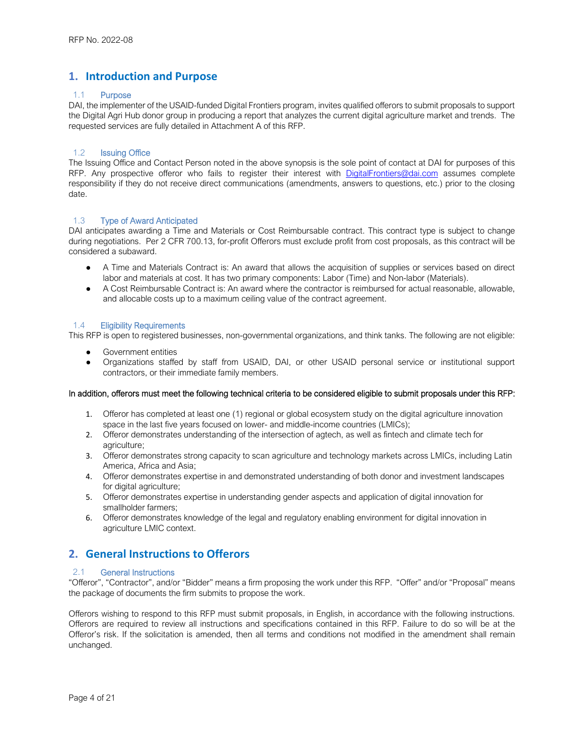## 1. Introduction and Purpose

### 1.1 Purpose

DAI, the implementer of the USAID-funded Digital Frontiers program, invites qualified offerors to submit proposals to support the Digital Agri Hub donor group in producing a report that analyzes the current digital agriculture market and trends. The requested services are fully detailed in Attachment A of this RFP.

### 1.2 Issuing Office

The Issuing Office and Contact Person noted in the above synopsis is the sole point of contact at DAI for purposes of this RFP. Any prospective offeror who fails to register their interest with [DigitalFrontiers@dai.com](mailto:DigitalFrontiers@dai.com) assumes complete responsibility if they do not receive direct communications (amendments, answers to questions, etc.) prior to the closing date.

### 1.3 Type of Award Anticipated

DAI anticipates awarding a Time and Materials or Cost Reimbursable contract. This contract type is subject to change during negotiations. Per 2 CFR 700.13, for-profit Offerors must exclude profit from cost proposals, as this contract will be considered a subaward.

- A Time and Materials Contract is: An award that allows the acquisition of supplies or services based on direct labor and materials at cost. It has two primary components: Labor (Time) and Non-labor (Materials).
- A Cost Reimbursable Contract is: An award where the contractor is reimbursed for actual reasonable, allowable, and allocable costs up to a maximum ceiling value of the contract agreement.

### 1.4 Eligibility Requirements

This RFP is open to registered businesses, non-governmental organizations, and think tanks. The following are not eligible:

- Government entities
- Organizations staffed by staff from USAID, DAI, or other USAID personal service or institutional support contractors, or their immediate family members.

**In addition, offerors must meet the following technical criteria to be considered eligible to submit proposals under this RFP:**

1. Offeror has completed at least one (1) regional or global ecosystem study on the digital agriculture innovation space in the last five years focused on lower- and middle-income countries (LMICs);
2. Offeror demonstrates understanding of the intersection of agtech, as well as fintech and climate tech for agriculture;
3. Offeror demonstrates strong capacity to scan agriculture and technology markets across LMICs, including Latin America, Africa and Asia;
4. Offeror demonstrates expertise in and demonstrated understanding of both donor and investment landscapes for digital agriculture;
5. Offeror demonstrates expertise in understanding gender aspects and application of digital innovation for smallholder farmers;
6. Offeror demonstrates knowledge of the legal and regulatory enabling environment for digital innovation in agriculture LMIC context.

## 2. General Instructions to Offerors

### 2.1 General Instructions

"Offeror", "Contractor", and/or "Bidder" means a firm proposing the work under this RFP. "Offer" and/or "Proposal" means the package of documents the firm submits to propose the work.

Offerors wishing to respond to this RFP must submit proposals, in English, in accordance with the following instructions. Offerors are required to review all instructions and specifications contained in this RFP. Failure to do so will be at the Offeror's risk. If the solicitation is amended, then all terms and conditions not modified in the amendment shall remain unchanged.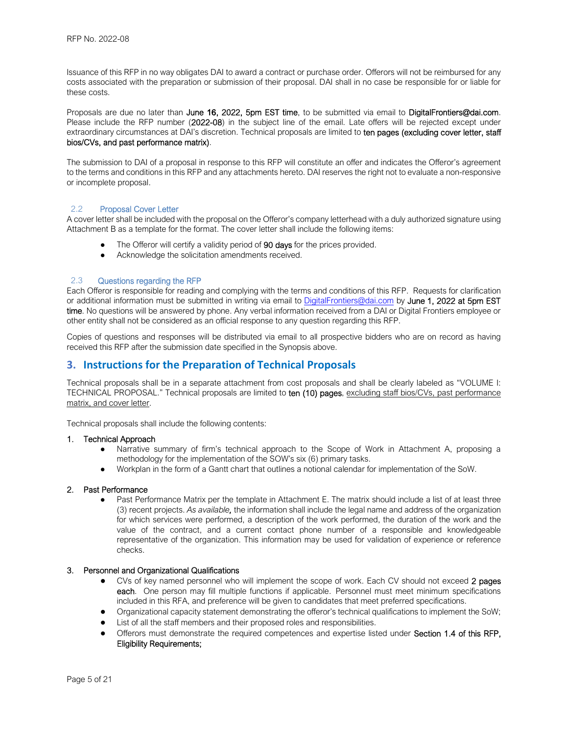Issuance of this RFP in no way obligates DAI to award a contract or purchase order. Offerors will not be reimbursed for any costs associated with the preparation or submission of their proposal. DAI shall in no case be responsible for or liable for these costs.

Proposals are due no later than **June 16, 2022, 5pm EST time**, to be submitted via email to **DigitalFrontiers@dai.com**. Please include the RFP number (**2022-08**) in the subject line of the email. Late offers will be rejected except under extraordinary circumstances at DAI's discretion. Technical proposals are limited to **ten pages (excluding cover letter, staff bios/CVs, and past performance matrix)**.

The submission to DAI of a proposal in response to this RFP will constitute an offer and indicates the Offeror's agreement to the terms and conditions in this RFP and any attachments hereto. DAI reserves the right not to evaluate a non-responsive or incomplete proposal.

### 2.2 Proposal Cover Letter

A cover letter shall be included with the proposal on the Offeror's company letterhead with a duly authorized signature using Attachment B as a template for the format. The cover letter shall include the following items:

- The Offeror will certify a validity period of **90 days** for the prices provided.
- Acknowledge the solicitation amendments received.

### 2.3 Questions regarding the RFP

Each Offeror is responsible for reading and complying with the terms and conditions of this RFP. Requests for clarification or additional information must be submitted in writing via email to DigitalFrontiers@dai.com by **June 1, 2022 at 5pm EST time**. No questions will be answered by phone. Any verbal information received from a DAI or Digital Frontiers employee or other entity shall not be considered as an official response to any question regarding this RFP.

Copies of questions and responses will be distributed via email to all prospective bidders who are on record as having received this RFP after the submission date specified in the Synopsis above.

## 3. Instructions for the Preparation of Technical Proposals

Technical proposals shall be in a separate attachment from cost proposals and shall be clearly labeled as "VOLUME I: TECHNICAL PROPOSAL." Technical proposals are limited to **ten (10) pages**, excluding staff bios/CVs, past performance matrix, and cover letter.

Technical proposals shall include the following contents:

1. Technical Approach
   - Narrative summary of firm's technical approach to the Scope of Work in Attachment A, proposing a methodology for the implementation of the SOW's six (6) primary tasks.
   - Workplan in the form of a Gantt chart that outlines a notional calendar for implementation of the SoW.

2. Past Performance
   - Past Performance Matrix per the template in Attachment E. The matrix should include a list of at least three (3) recent projects. *As available,* the information shall include the legal name and address of the organization for which services were performed, a description of the work performed, the duration of the work and the value of the contract, and a current contact phone number of a responsible and knowledgeable representative of the organization. This information may be used for validation of experience or reference checks.

3. Personnel and Organizational Qualifications
   - CVs of key named personnel who will implement the scope of work. Each CV should not exceed **2 pages each**. One person may fill multiple functions if applicable. Personnel must meet minimum specifications included in this RFA, and preference will be given to candidates that meet preferred specifications.
   - Organizational capacity statement demonstrating the offeror's technical qualifications to implement the SoW;
   - List of all the staff members and their proposed roles and responsibilities.
   - Offerors must demonstrate the required competences and expertise listed under **Section 1.4 of this RFP, Eligibility Requirements;**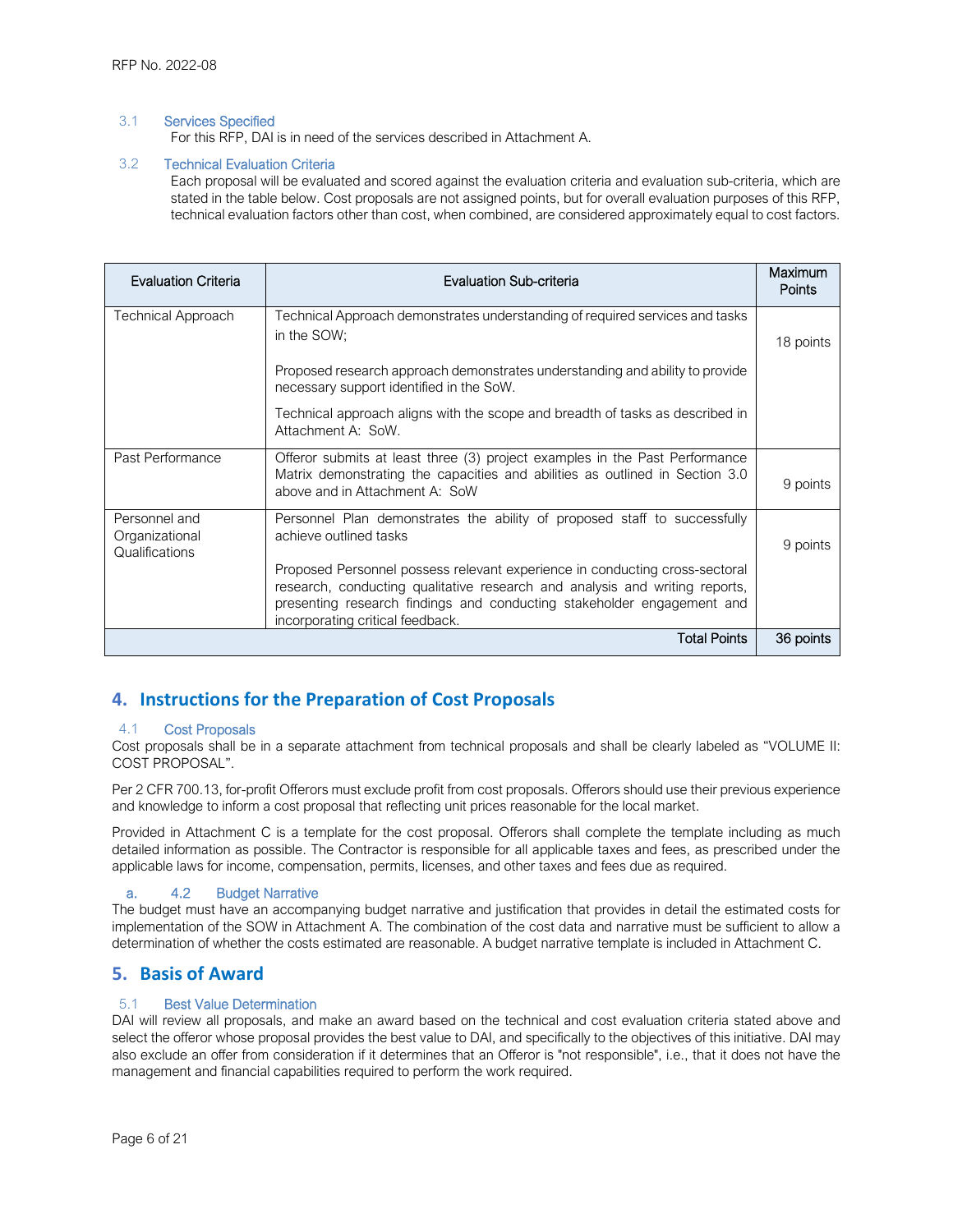### 3.1 Services Specified

For this RFP, DAI is in need of the services described in Attachment A.

### 3.2 Technical Evaluation Criteria

Each proposal will be evaluated and scored against the evaluation criteria and evaluation sub-criteria, which are stated in the table below. Cost proposals are not assigned points, but for overall evaluation purposes of this RFP, technical evaluation factors other than cost, when combined, are considered approximately equal to cost factors.

| Evaluation Criteria | Evaluation Sub-criteria | Maximum Points |
|---|---|---|
| Technical Approach | Technical Approach demonstrates understanding of required services and tasks in the SOW;<br><br>Proposed research approach demonstrates understanding and ability to provide necessary support identified in the SoW.<br><br>Technical approach aligns with the scope and breadth of tasks as described in Attachment A: SoW. | 18 points |
| Past Performance | Offeror submits at least three (3) project examples in the Past Performance Matrix demonstrating the capacities and abilities as outlined in Section 3.0 above and in Attachment A: SoW | 9 points |
| Personnel and Organizational Qualifications | Personnel Plan demonstrates the ability of proposed staff to successfully achieve outlined tasks<br><br>Proposed Personnel possess relevant experience in conducting cross-sectoral research, conducting qualitative research and analysis and writing reports, presenting research findings and conducting stakeholder engagement and incorporating critical feedback. | 9 points |
| | Total Points | 36 points |

## 4. Instructions for the Preparation of Cost Proposals

### 4.1 Cost Proposals

Cost proposals shall be in a separate attachment from technical proposals and shall be clearly labeled as "VOLUME II: COST PROPOSAL".

Per 2 CFR 700.13, for-profit Offerors must exclude profit from cost proposals. Offerors should use their previous experience and knowledge to inform a cost proposal that reflecting unit prices reasonable for the local market.

Provided in Attachment C is a template for the cost proposal. Offerors shall complete the template including as much detailed information as possible. The Contractor is responsible for all applicable taxes and fees, as prescribed under the applicable laws for income, compensation, permits, licenses, and other taxes and fees due as required.

### a. 4.2 Budget Narrative

The budget must have an accompanying budget narrative and justification that provides in detail the estimated costs for implementation of the SOW in Attachment A. The combination of the cost data and narrative must be sufficient to allow a determination of whether the costs estimated are reasonable. A budget narrative template is included in Attachment C.

## 5. Basis of Award

### 5.1 Best Value Determination

DAI will review all proposals, and make an award based on the technical and cost evaluation criteria stated above and select the offeror whose proposal provides the best value to DAI, and specifically to the objectives of this initiative. DAI may also exclude an offer from consideration if it determines that an Offeror is "not responsible", i.e., that it does not have the management and financial capabilities required to perform the work required.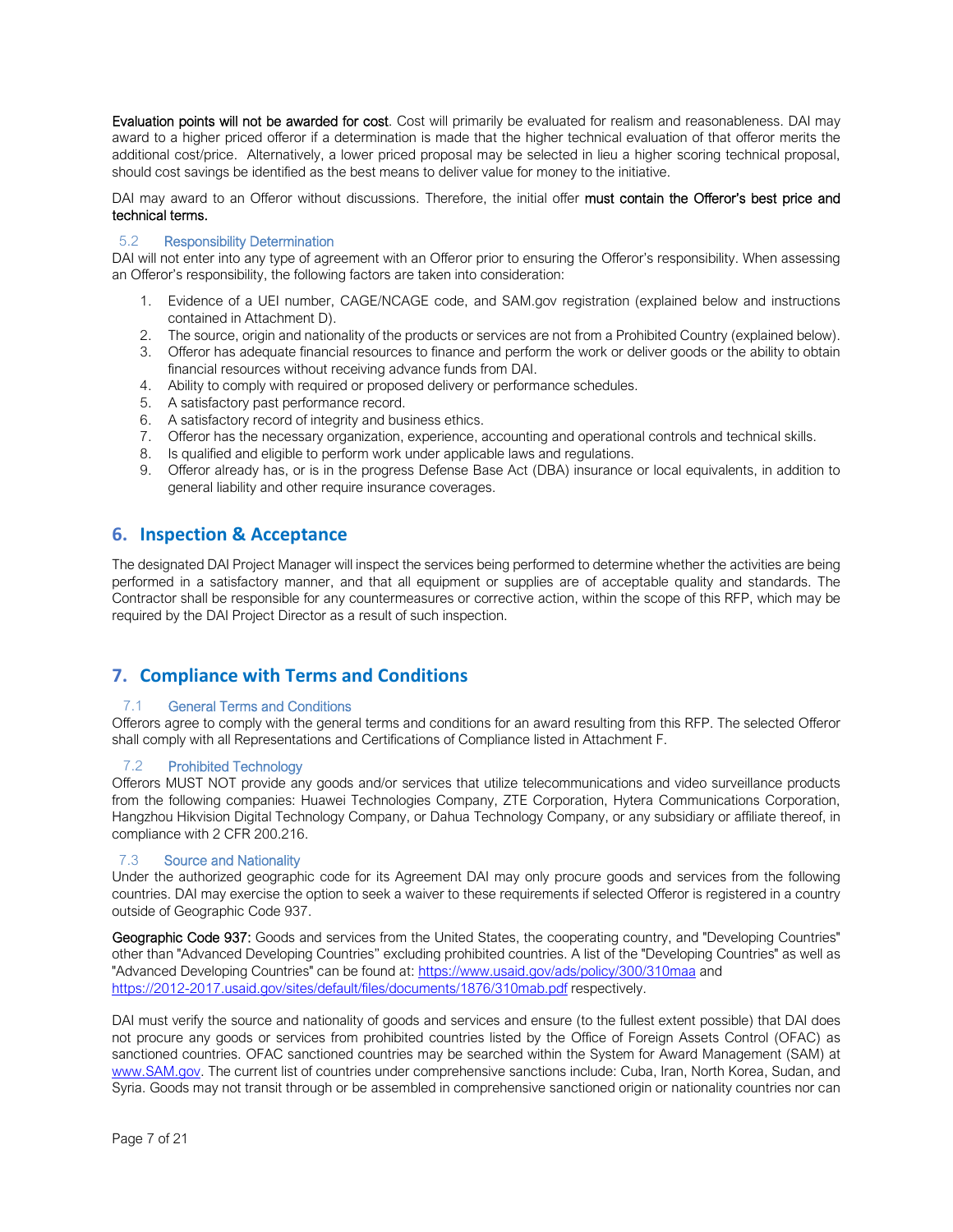**Evaluation points will not be awarded for cost**. Cost will primarily be evaluated for realism and reasonableness. DAI may award to a higher priced offeror if a determination is made that the higher technical evaluation of that offeror merits the additional cost/price. Alternatively, a lower priced proposal may be selected in lieu a higher scoring technical proposal, should cost savings be identified as the best means to deliver value for money to the initiative.

DAI may award to an Offeror without discussions. Therefore, the initial offer **must contain the Offeror's best price and technical terms.**

### 5.2 Responsibility Determination

DAI will not enter into any type of agreement with an Offeror prior to ensuring the Offeror's responsibility. When assessing an Offeror's responsibility, the following factors are taken into consideration:

1. Evidence of a UEI number, CAGE/NCAGE code, and SAM.gov registration (explained below and instructions contained in Attachment D).
2. The source, origin and nationality of the products or services are not from a Prohibited Country (explained below).
3. Offeror has adequate financial resources to finance and perform the work or deliver goods or the ability to obtain financial resources without receiving advance funds from DAI.
4. Ability to comply with required or proposed delivery or performance schedules.
5. A satisfactory past performance record.
6. A satisfactory record of integrity and business ethics.
7. Offeror has the necessary organization, experience, accounting and operational controls and technical skills.
8. Is qualified and eligible to perform work under applicable laws and regulations.
9. Offeror already has, or is in the progress Defense Base Act (DBA) insurance or local equivalents, in addition to general liability and other require insurance coverages.

## 6. Inspection & Acceptance

The designated DAI Project Manager will inspect the services being performed to determine whether the activities are being performed in a satisfactory manner, and that all equipment or supplies are of acceptable quality and standards. The Contractor shall be responsible for any countermeasures or corrective action, within the scope of this RFP, which may be required by the DAI Project Director as a result of such inspection.

## 7. Compliance with Terms and Conditions

### 7.1 General Terms and Conditions

Offerors agree to comply with the general terms and conditions for an award resulting from this RFP. The selected Offeror shall comply with all Representations and Certifications of Compliance listed in Attachment F.

### 7.2 Prohibited Technology

Offerors MUST NOT provide any goods and/or services that utilize telecommunications and video surveillance products from the following companies: Huawei Technologies Company, ZTE Corporation, Hytera Communications Corporation, Hangzhou Hikvision Digital Technology Company, or Dahua Technology Company, or any subsidiary or affiliate thereof, in compliance with 2 CFR 200.216.

### 7.3 Source and Nationality

Under the authorized geographic code for its Agreement DAI may only procure goods and services from the following countries. DAI may exercise the option to seek a waiver to these requirements if selected Offeror is registered in a country outside of Geographic Code 937.

**Geographic Code 937:** Goods and services from the United States, the cooperating country, and "Developing Countries" other than "Advanced Developing Countries" excluding prohibited countries. A list of the "Developing Countries" as well as "Advanced Developing Countries" can be found at: [https://www.usaid.gov/ads/policy/300/310maa](https://www.usaid.gov/ads/policy/300/310maa) and [https://2012-2017.usaid.gov/sites/default/files/documents/1876/310mab.pdf](https://2012-2017.usaid.gov/sites/default/files/documents/1876/310mab.pdf) respectively.

DAI must verify the source and nationality of goods and services and ensure (to the fullest extent possible) that DAI does not procure any goods or services from prohibited countries listed by the Office of Foreign Assets Control (OFAC) as sanctioned countries. OFAC sanctioned countries may be searched within the System for Award Management (SAM) at [www.SAM.gov](www.SAM.gov). The current list of countries under comprehensive sanctions include: Cuba, Iran, North Korea, Sudan, and Syria. Goods may not transit through or be assembled in comprehensive sanctioned origin or nationality countries nor can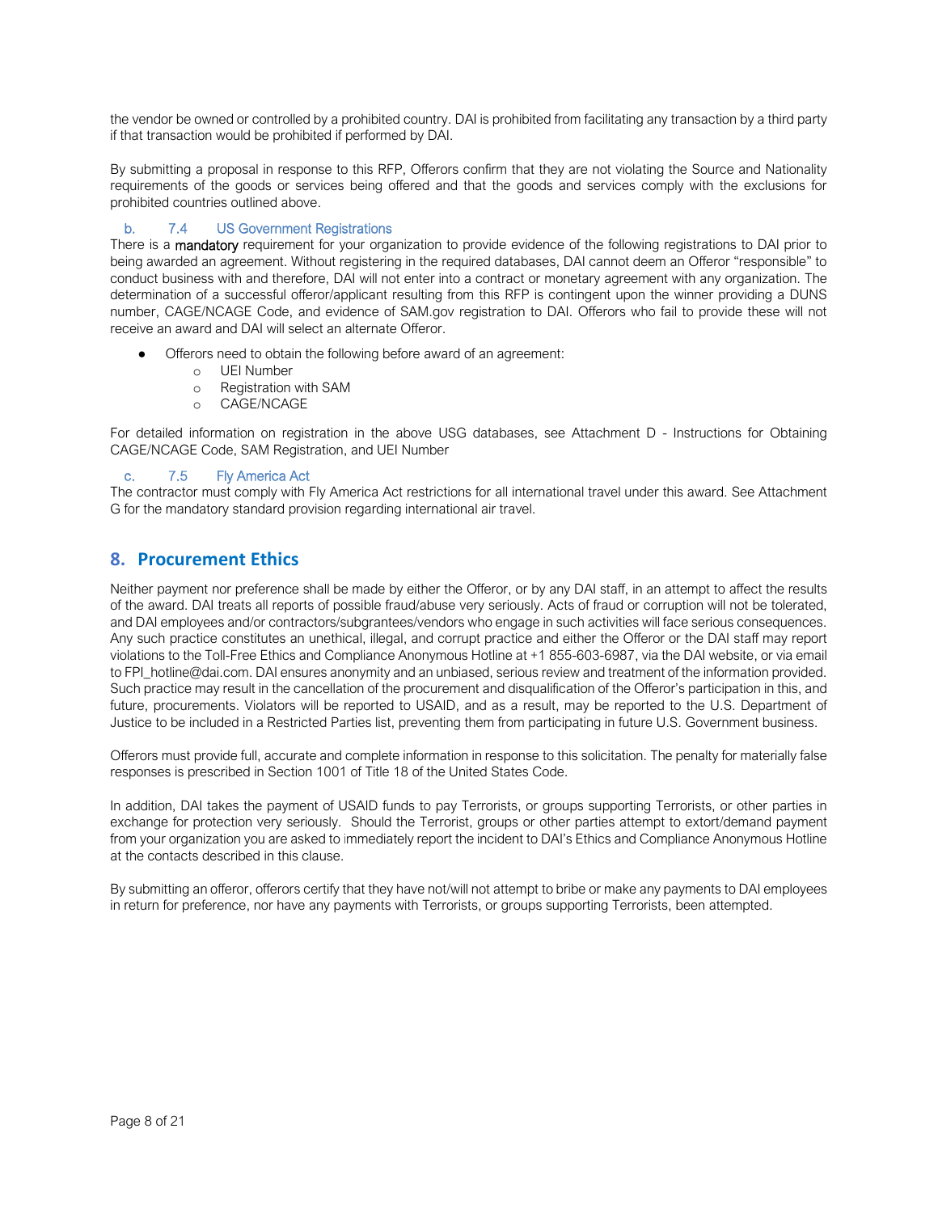the vendor be owned or controlled by a prohibited country. DAI is prohibited from facilitating any transaction by a third party if that transaction would be prohibited if performed by DAI.

By submitting a proposal in response to this RFP, Offerors confirm that they are not violating the Source and Nationality requirements of the goods or services being offered and that the goods and services comply with the exclusions for prohibited countries outlined above.

### b. 7.4 US Government Registrations

There is a **mandatory** requirement for your organization to provide evidence of the following registrations to DAI prior to being awarded an agreement. Without registering in the required databases, DAI cannot deem an Offeror "responsible" to conduct business with and therefore, DAI will not enter into a contract or monetary agreement with any organization. The determination of a successful offeror/applicant resulting from this RFP is contingent upon the winner providing a DUNS number, CAGE/NCAGE Code, and evidence of SAM.gov registration to DAI. Offerors who fail to provide these will not receive an award and DAI will select an alternate Offeror.

- Offerors need to obtain the following before award of an agreement:
  - UEI Number
  - Registration with SAM
  - CAGE/NCAGE

For detailed information on registration in the above USG databases, see Attachment D - Instructions for Obtaining CAGE/NCAGE Code, SAM Registration, and UEI Number

### c. 7.5 Fly America Act

The contractor must comply with Fly America Act restrictions for all international travel under this award. See Attachment G for the mandatory standard provision regarding international air travel.

## 8. Procurement Ethics

Neither payment nor preference shall be made by either the Offeror, or by any DAI staff, in an attempt to affect the results of the award. DAI treats all reports of possible fraud/abuse very seriously. Acts of fraud or corruption will not be tolerated, and DAI employees and/or contractors/subgrantees/vendors who engage in such activities will face serious consequences. Any such practice constitutes an unethical, illegal, and corrupt practice and either the Offeror or the DAI staff may report violations to the Toll-Free Ethics and Compliance Anonymous Hotline at +1 855-603-6987, via the DAI website, or via email to FPI_hotline@dai.com. DAI ensures anonymity and an unbiased, serious review and treatment of the information provided. Such practice may result in the cancellation of the procurement and disqualification of the Offeror's participation in this, and future, procurements. Violators will be reported to USAID, and as a result, may be reported to the U.S. Department of Justice to be included in a Restricted Parties list, preventing them from participating in future U.S. Government business.

Offerors must provide full, accurate and complete information in response to this solicitation. The penalty for materially false responses is prescribed in Section 1001 of Title 18 of the United States Code.

In addition, DAI takes the payment of USAID funds to pay Terrorists, or groups supporting Terrorists, or other parties in exchange for protection very seriously. Should the Terrorist, groups or other parties attempt to extort/demand payment from your organization you are asked to immediately report the incident to DAI's Ethics and Compliance Anonymous Hotline at the contacts described in this clause.

By submitting an offeror, offerors certify that they have not/will not attempt to bribe or make any payments to DAI employees in return for preference, nor have any payments with Terrorists, or groups supporting Terrorists, been attempted.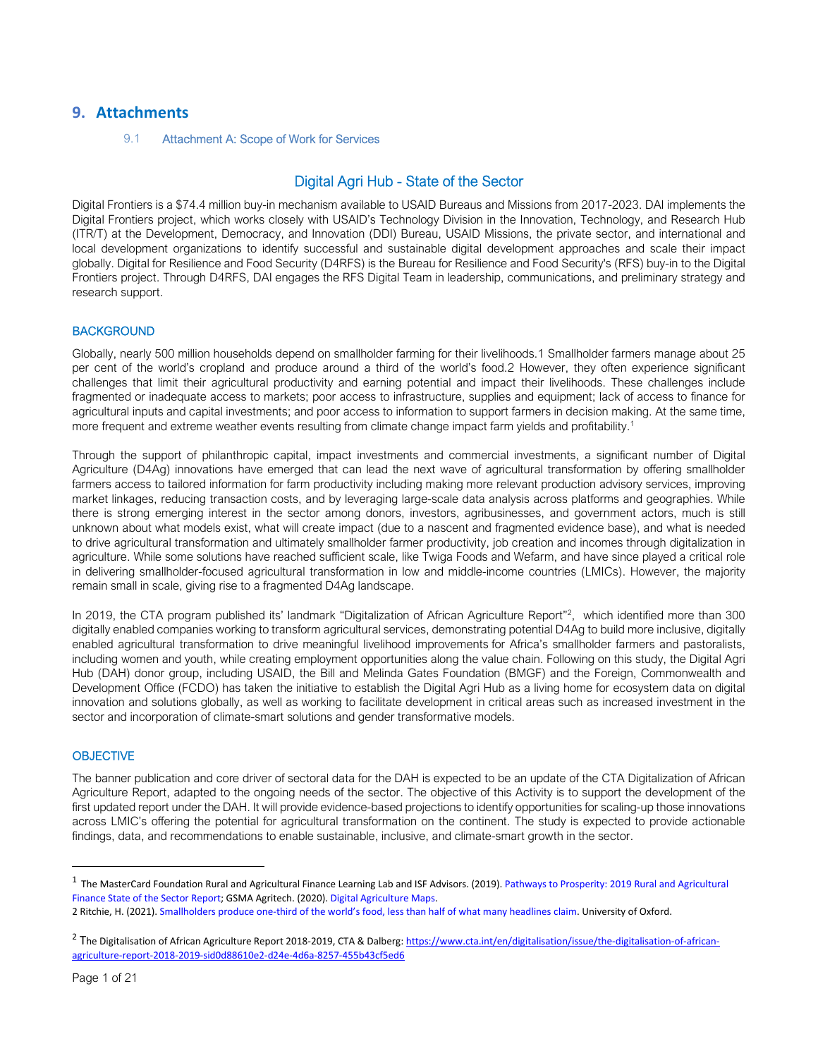# 9. Attachments

## 9.1 Attachment A: Scope of Work for Services

### Digital Agri Hub - State of the Sector

Digital Frontiers is a $74.4 million buy-in mechanism available to USAID Bureaus and Missions from 2017-2023. DAI implements the Digital Frontiers project, which works closely with USAID's Technology Division in the Innovation, Technology, and Research Hub (ITR/T) at the Development, Democracy, and Innovation (DDI) Bureau, USAID Missions, the private sector, and international and local development organizations to identify successful and sustainable digital development approaches and scale their impact globally. Digital for Resilience and Food Security (D4RFS) is the Bureau for Resilience and Food Security's (RFS) buy-in to the Digital Frontiers project. Through D4RFS, DAI engages the RFS Digital Team in leadership, communications, and preliminary strategy and research support.

#### BACKGROUND

Globally, nearly 500 million households depend on smallholder farming for their livelihoods.1 Smallholder farmers manage about 25 per cent of the world's cropland and produce around a third of the world's food.2 However, they often experience significant challenges that limit their agricultural productivity and earning potential and impact their livelihoods. These challenges include fragmented or inadequate access to markets; poor access to infrastructure, supplies and equipment; lack of access to finance for agricultural inputs and capital investments; and poor access to information to support farmers in decision making. At the same time, more frequent and extreme weather events resulting from climate change impact farm yields and profitability.[1]

Through the support of philanthropic capital, impact investments and commercial investments, a significant number of Digital Agriculture (D4Ag) innovations have emerged that can lead the next wave of agricultural transformation by offering smallholder farmers access to tailored information for farm productivity including making more relevant production advisory services, improving market linkages, reducing transaction costs, and by leveraging large-scale data analysis across platforms and geographies. While there is strong emerging interest in the sector among donors, investors, agribusinesses, and government actors, much is still unknown about what models exist, what will create impact (due to a nascent and fragmented evidence base), and what is needed to drive agricultural transformation and ultimately smallholder farmer productivity, job creation and incomes through digitalization in agriculture. While some solutions have reached sufficient scale, like Twiga Foods and Wefarm, and have since played a critical role in delivering smallholder-focused agricultural transformation in low and middle-income countries (LMICs). However, the majority remain small in scale, giving rise to a fragmented D4Ag landscape.

In 2019, the CTA program published its' landmark "Digitalization of African Agriculture Report"[2], which identified more than 300 digitally enabled companies working to transform agricultural services, demonstrating potential D4Ag to build more inclusive, digitally enabled agricultural transformation to drive meaningful livelihood improvements for Africa's smallholder farmers and pastoralists, including women and youth, while creating employment opportunities along the value chain. Following on this study, the Digital Agri Hub (DAH) donor group, including USAID, the Bill and Melinda Gates Foundation (BMGF) and the Foreign, Commonwealth and Development Office (FCDO) has taken the initiative to establish the Digital Agri Hub as a living home for ecosystem data on digital innovation and solutions globally, as well as working to facilitate development in critical areas such as increased investment in the sector and incorporation of climate-smart solutions and gender transformative models.

#### OBJECTIVE

The banner publication and core driver of sectoral data for the DAH is expected to be an update of the CTA Digitalization of African Agriculture Report, adapted to the ongoing needs of the sector. The objective of this Activity is to support the development of the first updated report under the DAH. It will provide evidence-based projections to identify opportunities for scaling-up those innovations across LMIC's offering the potential for agricultural transformation on the continent. The study is expected to provide actionable findings, data, and recommendations to enable sustainable, inclusive, and climate-smart growth in the sector.

---

[1] The MasterCard Foundation Rural and Agricultural Finance Learning Lab and ISF Advisors. (2019). Pathways to Prosperity: 2019 Rural and Agricultural Finance State of the Sector Report; GSMA Agritech. (2020). Digital Agriculture Maps.

2 Ritchie, H. (2021). Smallholders produce one-third of the world's food, less than half of what many headlines claim. University of Oxford.

[2] The Digitalisation of African Agriculture Report 2018-2019, CTA & Dalberg: https://www.cta.int/en/digitalisation/issue/the-digitalisation-of-african-agriculture-report-2018-2019-sid0d88610e2-d24e-4d6a-8257-455b43cf5ed6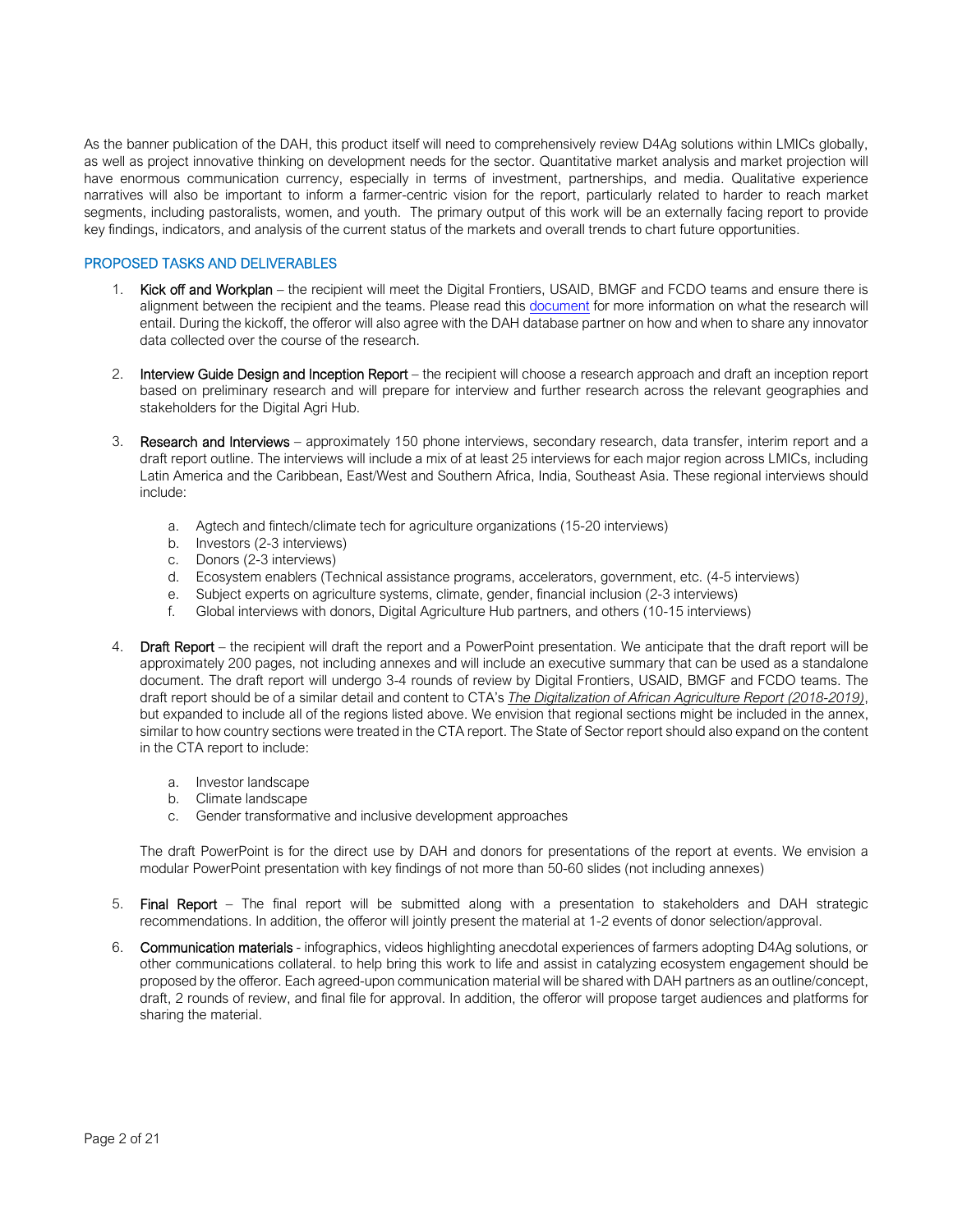As the banner publication of the DAH, this product itself will need to comprehensively review D4Ag solutions within LMICs globally, as well as project innovative thinking on development needs for the sector. Quantitative market analysis and market projection will have enormous communication currency, especially in terms of investment, partnerships, and media. Qualitative experience narratives will also be important to inform a farmer-centric vision for the report, particularly related to harder to reach market segments, including pastoralists, women, and youth. The primary output of this work will be an externally facing report to provide key findings, indicators, and analysis of the current status of the markets and overall trends to chart future opportunities.

## PROPOSED TASKS AND DELIVERABLES

1. Kick off and Workplan – the recipient will meet the Digital Frontiers, USAID, BMGF and FCDO teams and ensure there is alignment between the recipient and the teams. Please read this document for more information on what the research will entail. During the kickoff, the offeror will also agree with the DAH database partner on how and when to share any innovator data collected over the course of the research.

2. Interview Guide Design and Inception Report – the recipient will choose a research approach and draft an inception report based on preliminary research and will prepare for interview and further research across the relevant geographies and stakeholders for the Digital Agri Hub.

3. Research and Interviews – approximately 150 phone interviews, secondary research, data transfer, interim report and a draft report outline. The interviews will include a mix of at least 25 interviews for each major region across LMICs, including Latin America and the Caribbean, East/West and Southern Africa, India, Southeast Asia. These regional interviews should include:

   a. Agtech and fintech/climate tech for agriculture organizations (15-20 interviews)
   b. Investors (2-3 interviews)
   c. Donors (2-3 interviews)
   d. Ecosystem enablers (Technical assistance programs, accelerators, government, etc. (4-5 interviews)
   e. Subject experts on agriculture systems, climate, gender, financial inclusion (2-3 interviews)
   f. Global interviews with donors, Digital Agriculture Hub partners, and others (10-15 interviews)

4. Draft Report – the recipient will draft the report and a PowerPoint presentation. We anticipate that the draft report will be approximately 200 pages, not including annexes and will include an executive summary that can be used as a standalone document. The draft report will undergo 3-4 rounds of review by Digital Frontiers, USAID, BMGF and FCDO teams. The draft report should be of a similar detail and content to CTA's *The Digitalization of African Agriculture Report (2018-2019)*, but expanded to include all of the regions listed above. We envision that regional sections might be included in the annex, similar to how country sections were treated in the CTA report. The State of Sector report should also expand on the content in the CTA report to include:

   a. Investor landscape
   b. Climate landscape
   c. Gender transformative and inclusive development approaches

   The draft PowerPoint is for the direct use by DAH and donors for presentations of the report at events. We envision a modular PowerPoint presentation with key findings of not more than 50-60 slides (not including annexes)

5. Final Report – The final report will be submitted along with a presentation to stakeholders and DAH strategic recommendations. In addition, the offeror will jointly present the material at 1-2 events of donor selection/approval.

6. Communication materials - infographics, videos highlighting anecdotal experiences of farmers adopting D4Ag solutions, or other communications collateral. to help bring this work to life and assist in catalyzing ecosystem engagement should be proposed by the offeror. Each agreed-upon communication material will be shared with DAH partners as an outline/concept, draft, 2 rounds of review, and final file for approval. In addition, the offeror will propose target audiences and platforms for sharing the material.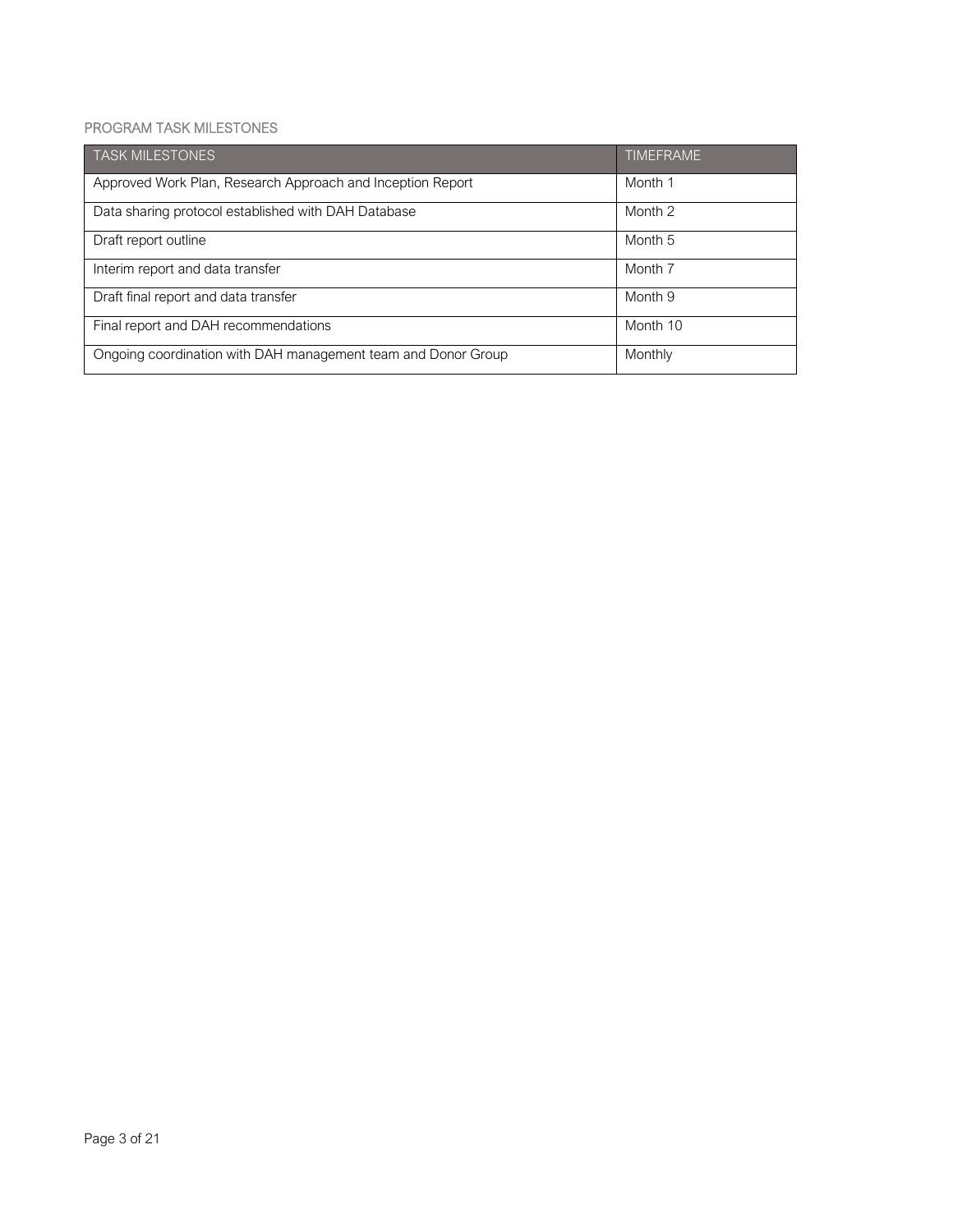### PROGRAM TASK MILESTONES

| TASK MILESTONES | TIMEFRAME |
| --- | --- |
| Approved Work Plan, Research Approach and Inception Report | Month 1 |
| Data sharing protocol established with DAH Database | Month 2 |
| Draft report outline | Month 5 |
| Interim report and data transfer | Month 7 |
| Draft final report and data transfer | Month 9 |
| Final report and DAH recommendations | Month 10 |
| Ongoing coordination with DAH management team and Donor Group | Monthly |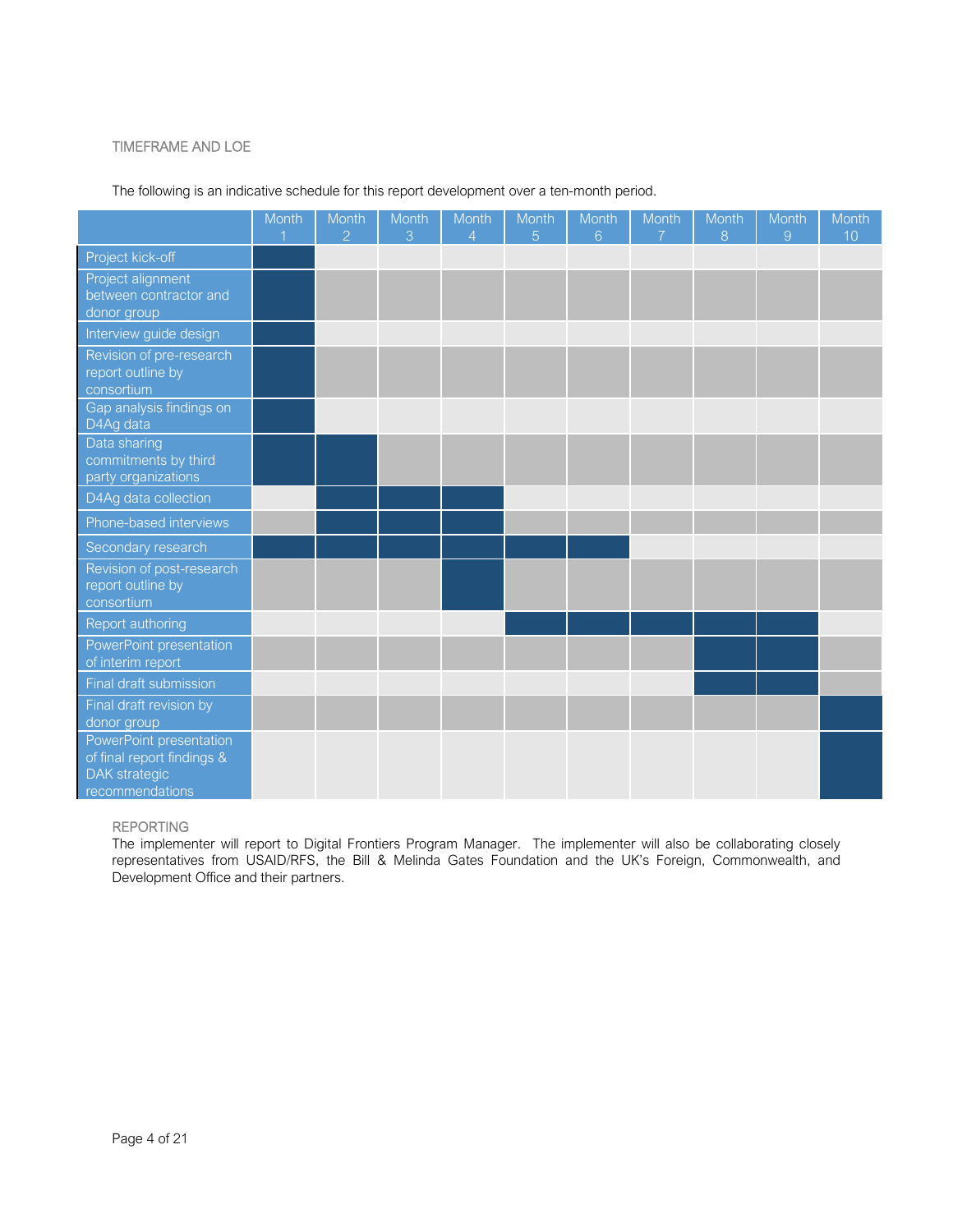TIMEFRAME AND LOE

The following is an indicative schedule for this report development over a ten-month period.

| | Month 1 | Month 2 | Month 3 | Month 4 | Month 5 | Month 6 | Month 7 | Month 8 | Month 9 | Month 10 |
|---|---|---|---|---|---|---|---|---|---|---|
| Project kick-off | X | | | | | | | | | |
| Project alignment between contractor and donor group | X | | | | | | | | | |
| Interview guide design | X | | | | | | | | | |
| Revision of pre-research report outline by consortium | X | | | | | | | | | |
| Gap analysis findings on D4Ag data | X | | | | | | | | | |
| Data sharing commitments by third party organizations | X | X | | | | | | | | |
| D4Ag data collection | | X | X | X | | | | | | |
| Phone-based interviews | | X | X | X | | | | | | |
| Secondary research | X | X | X | X | X | X | | | | |
| Revision of post-research report outline by consortium | | | | X | | | | | | |
| Report authoring | | | | | X | X | X | X | X | |
| PowerPoint presentation of interim report | | | | | | | | X | X | |
| Final draft submission | | | | | | | | X | X | |
| Final draft revision by donor group | | | | | | | | | | X |
| PowerPoint presentation of final report findings & DAK strategic recommendations | | | | | | | | | | X |

REPORTING

The implementer will report to Digital Frontiers Program Manager. The implementer will also be collaborating closely representatives from USAID/RFS, the Bill & Melinda Gates Foundation and the UK's Foreign, Commonwealth, and Development Office and their partners.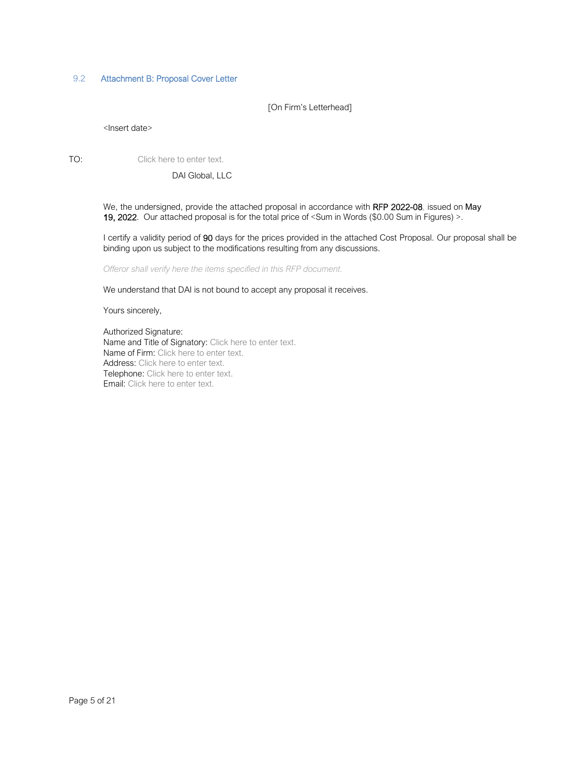## 9.2 Attachment B: Proposal Cover Letter

[On Firm's Letterhead]

<Insert date>

TO: Click here to enter text.

DAI Global, LLC

We, the undersigned, provide the attached proposal in accordance with **RFP 2022-08**, issued on **May 19, 2022**. Our attached proposal is for the total price of <Sum in Words ($0.00 Sum in Figures) >.

I certify a validity period of **90** days for the prices provided in the attached Cost Proposal. Our proposal shall be binding upon us subject to the modifications resulting from any discussions.

*Offeror shall verify here the items specified in this RFP document.*

We understand that DAI is not bound to accept any proposal it receives.

Yours sincerely,

Authorized Signature:
Name and Title of Signatory: Click here to enter text.
Name of Firm: Click here to enter text.
Address: Click here to enter text.
Telephone: Click here to enter text.
Email: Click here to enter text.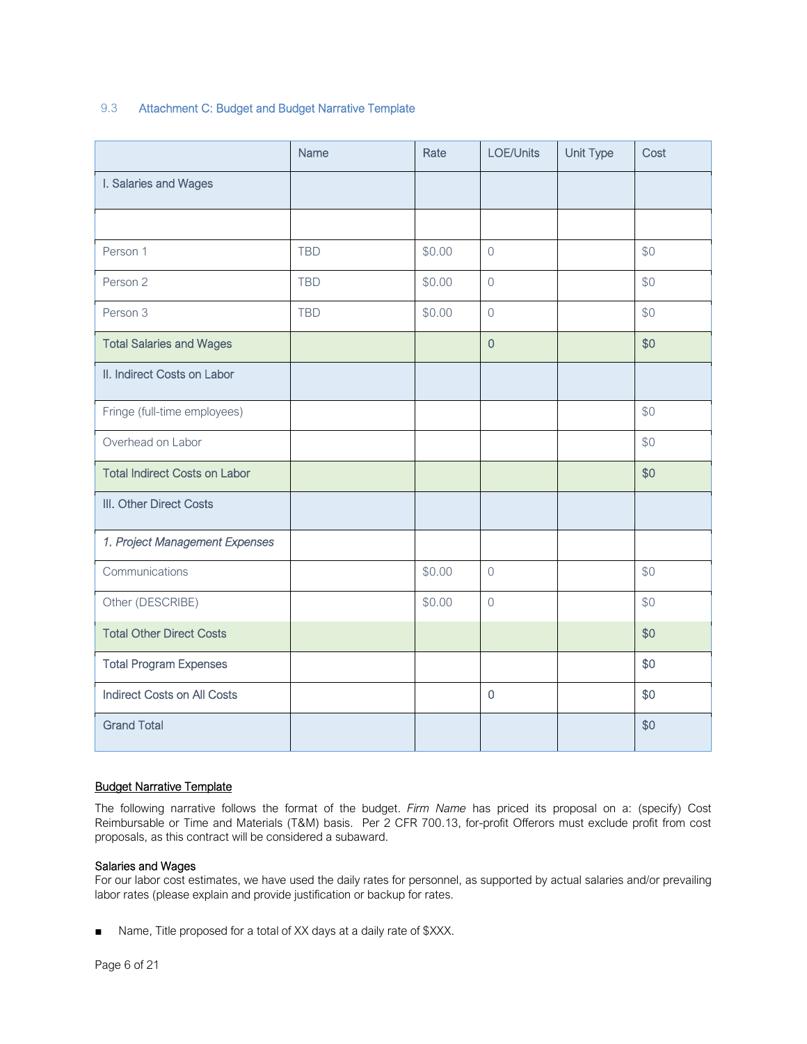### 9.3 Attachment C: Budget and Budget Narrative Template

| | Name | Rate | LOE/Units | Unit Type | Cost |
|---|---|---|---|---|---|
| I. Salaries and Wages | | | | | |
| | | | | | |
| Person 1 | TBD | $0.00 | 0 | | $0 |
| Person 2 | TBD | $0.00 | 0 | | $0 |
| Person 3 | TBD | $0.00 | 0 | | $0 |
| Total Salaries and Wages | | | 0 | | $0 |
| II. Indirect Costs on Labor | | | | | |
| Fringe (full-time employees) | | | | | $0 |
| Overhead on Labor | | | | | $0 |
| Total Indirect Costs on Labor | | | | | $0 |
| III. Other Direct Costs | | | | | |
| *1. Project Management Expenses* | | | | | |
| Communications | | $0.00 | 0 | | $0 |
| Other (DESCRIBE) | | $0.00 | 0 | | $0 |
| Total Other Direct Costs | | | | | $0 |
| Total Program Expenses | | | | | $0 |
| Indirect Costs on All Costs | | | 0 | | $0 |
| Grand Total | | | | | $0 |

<u>Budget Narrative Template</u>

The following narrative follows the format of the budget. *Firm Name* has priced its proposal on a: (specify) Cost Reimbursable or Time and Materials (T&M) basis. Per 2 CFR 700.13, for-profit Offerors must exclude profit from cost proposals, as this contract will be considered a subaward.

**Salaries and Wages**

For our labor cost estimates, we have used the daily rates for personnel, as supported by actual salaries and/or prevailing labor rates (please explain and provide justification or backup for rates.

- Name, Title proposed for a total of XX days at a daily rate of $XXX.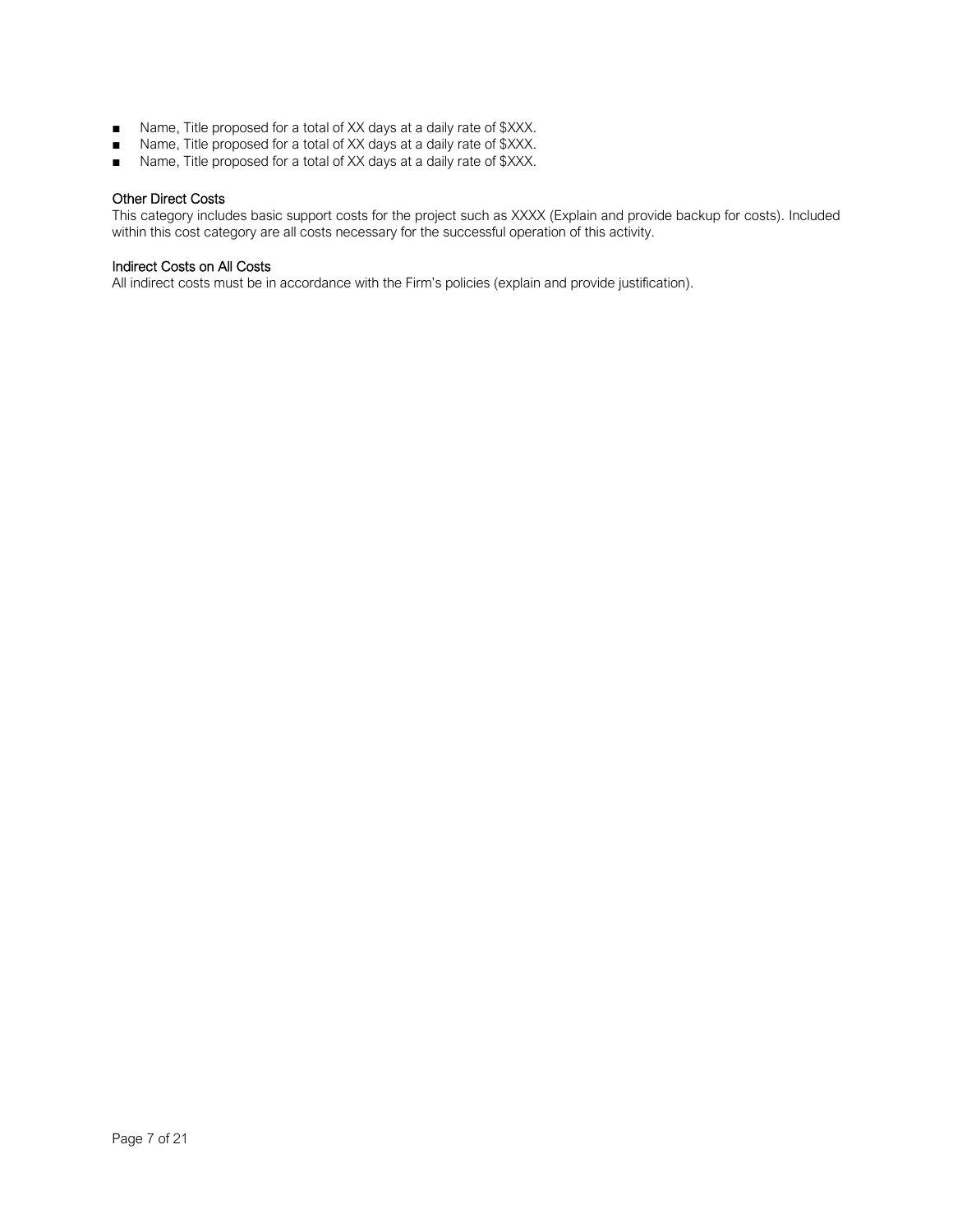- Name, Title proposed for a total of XX days at a daily rate of $XXX.
- Name, Title proposed for a total of XX days at a daily rate of $XXX.
- Name, Title proposed for a total of XX days at a daily rate of $XXX.

### Other Direct Costs

This category includes basic support costs for the project such as XXXX (Explain and provide backup for costs). Included within this cost category are all costs necessary for the successful operation of this activity.

### Indirect Costs on All Costs

All indirect costs must be in accordance with the Firm's policies (explain and provide justification).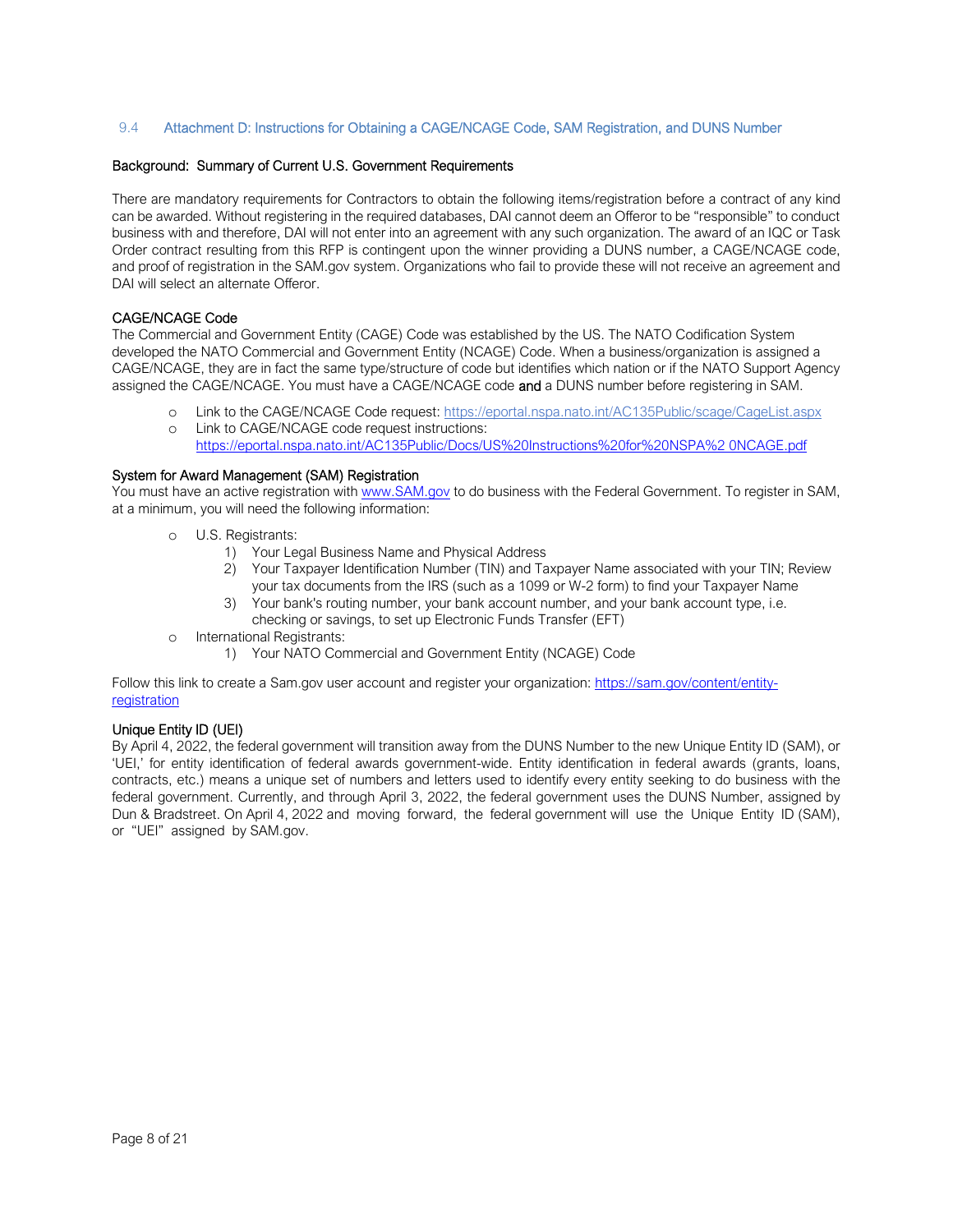## 9.4 Attachment D: Instructions for Obtaining a CAGE/NCAGE Code, SAM Registration, and DUNS Number

### Background: Summary of Current U.S. Government Requirements

There are mandatory requirements for Contractors to obtain the following items/registration before a contract of any kind can be awarded. Without registering in the required databases, DAI cannot deem an Offeror to be "responsible" to conduct business with and therefore, DAI will not enter into an agreement with any such organization. The award of an IQC or Task Order contract resulting from this RFP is contingent upon the winner providing a DUNS number, a CAGE/NCAGE code, and proof of registration in the SAM.gov system. Organizations who fail to provide these will not receive an agreement and DAI will select an alternate Offeror.

### CAGE/NCAGE Code

The Commercial and Government Entity (CAGE) Code was established by the US. The NATO Codification System developed the NATO Commercial and Government Entity (NCAGE) Code. When a business/organization is assigned a CAGE/NCAGE, they are in fact the same type/structure of code but identifies which nation or if the NATO Support Agency assigned the CAGE/NCAGE. You must have a CAGE/NCAGE code **and** a DUNS number before registering in SAM.

- Link to the CAGE/NCAGE Code request: https://eportal.nspa.nato.int/AC135Public/scage/CageList.aspx
- Link to CAGE/NCAGE code request instructions: https://eportal.nspa.nato.int/AC135Public/Docs/US%20Instructions%20for%20NSPA%2 0NCAGE.pdf

### System for Award Management (SAM) Registration

You must have an active registration with www.SAM.gov to do business with the Federal Government. To register in SAM, at a minimum, you will need the following information:

- U.S. Registrants:
  1) Your Legal Business Name and Physical Address
  2) Your Taxpayer Identification Number (TIN) and Taxpayer Name associated with your TIN; Review your tax documents from the IRS (such as a 1099 or W-2 form) to find your Taxpayer Name
  3) Your bank's routing number, your bank account number, and your bank account type, i.e. checking or savings, to set up Electronic Funds Transfer (EFT)
- International Registrants:
  1) Your NATO Commercial and Government Entity (NCAGE) Code

Follow this link to create a Sam.gov user account and register your organization: https://sam.gov/content/entity-registration

### Unique Entity ID (UEI)

By April 4, 2022, the federal government will transition away from the DUNS Number to the new Unique Entity ID (SAM), or 'UEI,' for entity identification of federal awards government-wide. Entity identification in federal awards (grants, loans, contracts, etc.) means a unique set of numbers and letters used to identify every entity seeking to do business with the federal government. Currently, and through April 3, 2022, the federal government uses the DUNS Number, assigned by Dun & Bradstreet. On April 4, 2022 and moving forward, the federal government will use the Unique Entity ID (SAM), or "UEI" assigned by SAM.gov.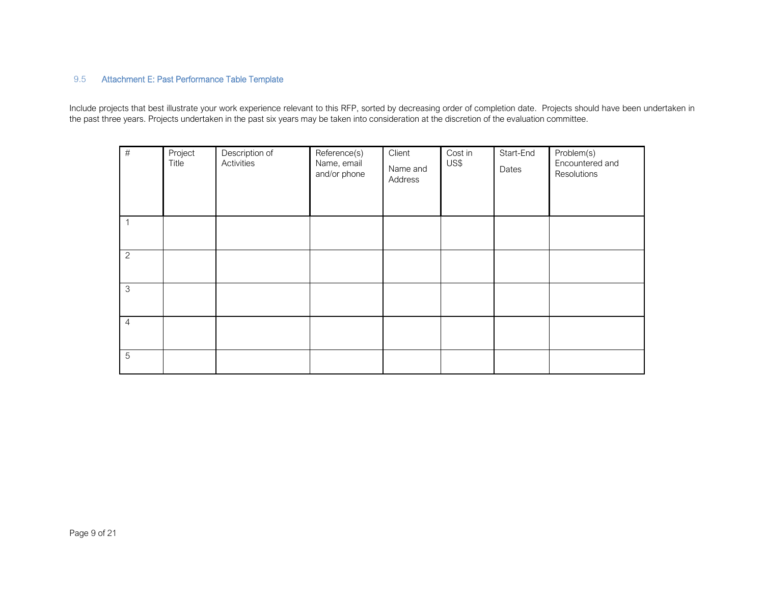## 9.5 Attachment E: Past Performance Table Template

Include projects that best illustrate your work experience relevant to this RFP, sorted by decreasing order of completion date. Projects should have been undertaken in the past three years. Projects undertaken in the past six years may be taken into consideration at the discretion of the evaluation committee.

| # | Project Title | Description of Activities | Reference(s) Name, email and/or phone | Client Name and Address | Cost in US$ | Start-End Dates | Problem(s) Encountered and Resolutions |
|---|---|---|---|---|---|---|---|
| 1 | | | | | | | |
| 2 | | | | | | | |
| 3 | | | | | | | |
| 4 | | | | | | | |
| 5 | | | | | | | |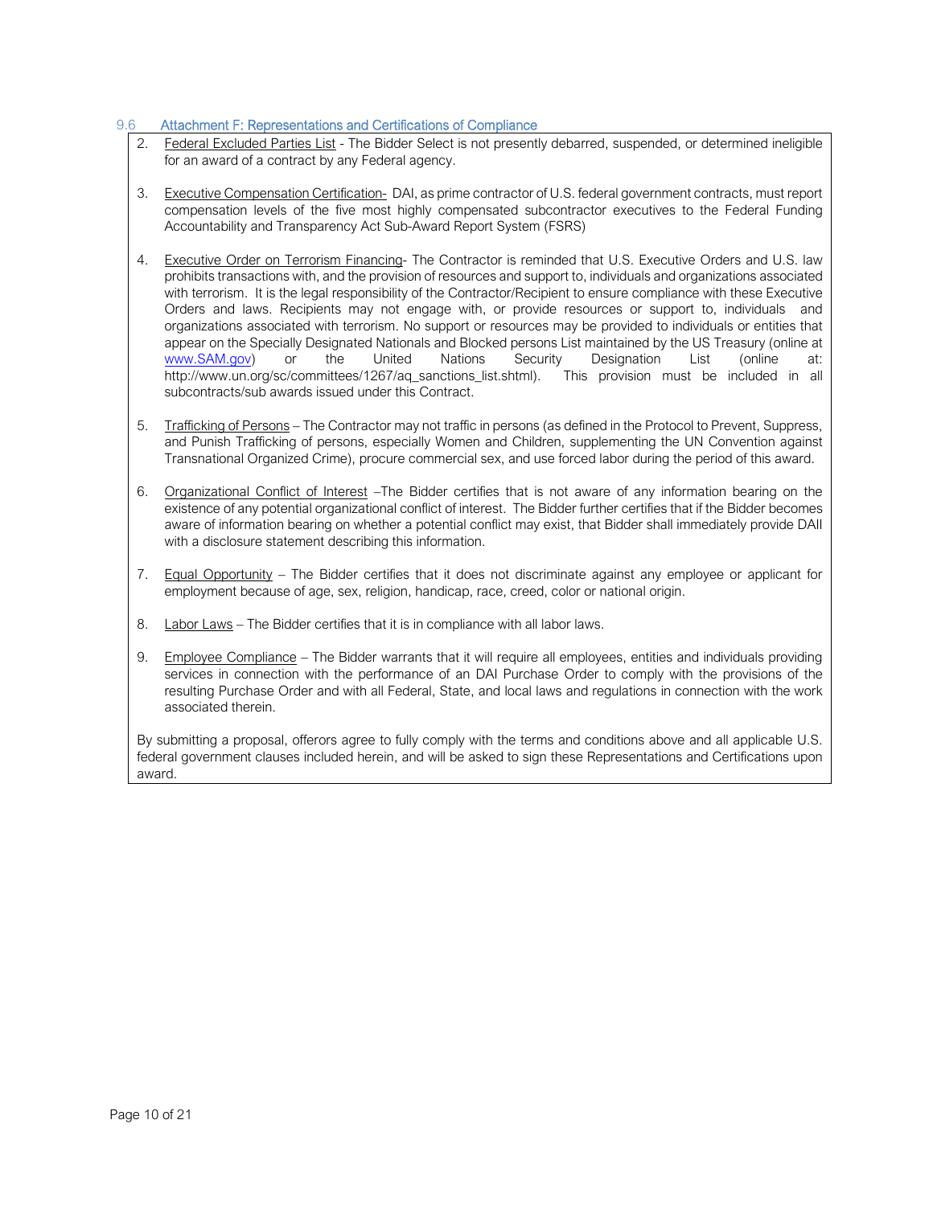## 9.6 Attachment F: Representations and Certifications of Compliance

2. Federal Excluded Parties List - The Bidder Select is not presently debarred, suspended, or determined ineligible for an award of a contract by any Federal agency.

3. Executive Compensation Certification- DAI, as prime contractor of U.S. federal government contracts, must report compensation levels of the five most highly compensated subcontractor executives to the Federal Funding Accountability and Transparency Act Sub-Award Report System (FSRS)

4. Executive Order on Terrorism Financing- The Contractor is reminded that U.S. Executive Orders and U.S. law prohibits transactions with, and the provision of resources and support to, individuals and organizations associated with terrorism. It is the legal responsibility of the Contractor/Recipient to ensure compliance with these Executive Orders and laws. Recipients may not engage with, or provide resources or support to, individuals and organizations associated with terrorism. No support or resources may be provided to individuals or entities that appear on the Specially Designated Nationals and Blocked persons List maintained by the US Treasury (online at www.SAM.gov) or the United Nations Security Designation List (online at: http://www.un.org/sc/committees/1267/aq_sanctions_list.shtml). This provision must be included in all subcontracts/sub awards issued under this Contract.

5. Trafficking of Persons – The Contractor may not traffic in persons (as defined in the Protocol to Prevent, Suppress, and Punish Trafficking of persons, especially Women and Children, supplementing the UN Convention against Transnational Organized Crime), procure commercial sex, and use forced labor during the period of this award.

6. Organizational Conflict of Interest –The Bidder certifies that is not aware of any information bearing on the existence of any potential organizational conflict of interest. The Bidder further certifies that if the Bidder becomes aware of information bearing on whether a potential conflict may exist, that Bidder shall immediately provide DAII with a disclosure statement describing this information.

7. Equal Opportunity – The Bidder certifies that it does not discriminate against any employee or applicant for employment because of age, sex, religion, handicap, race, creed, color or national origin.

8. Labor Laws – The Bidder certifies that it is in compliance with all labor laws.

9. Employee Compliance – The Bidder warrants that it will require all employees, entities and individuals providing services in connection with the performance of an DAI Purchase Order to comply with the provisions of the resulting Purchase Order and with all Federal, State, and local laws and regulations in connection with the work associated therein.

By submitting a proposal, offerors agree to fully comply with the terms and conditions above and all applicable U.S. federal government clauses included herein, and will be asked to sign these Representations and Certifications upon award.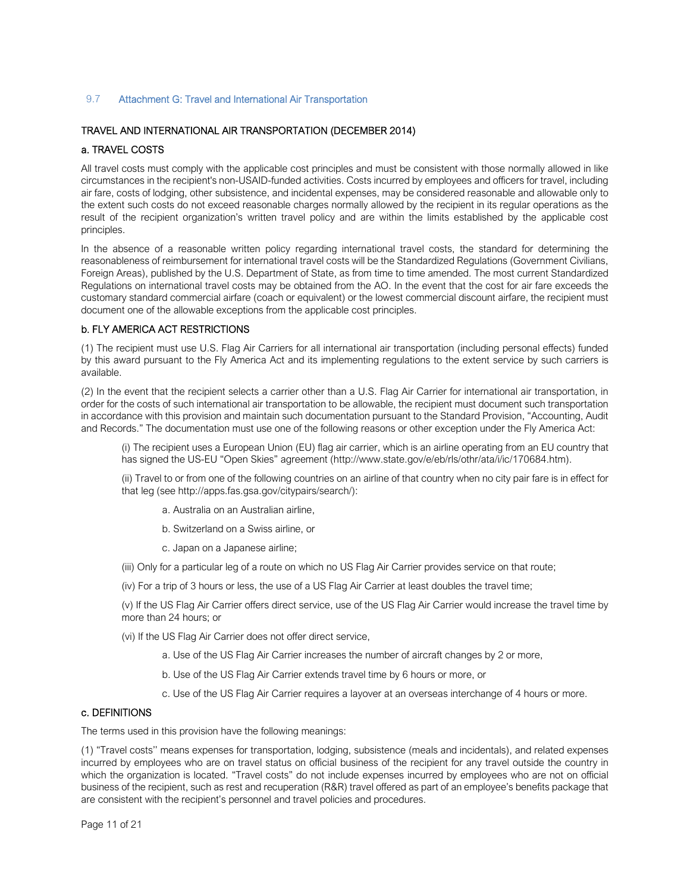## 9.7 Attachment G: Travel and International Air Transportation

### TRAVEL AND INTERNATIONAL AIR TRANSPORTATION (DECEMBER 2014)

### a. TRAVEL COSTS

All travel costs must comply with the applicable cost principles and must be consistent with those normally allowed in like circumstances in the recipient's non-USAID-funded activities. Costs incurred by employees and officers for travel, including air fare, costs of lodging, other subsistence, and incidental expenses, may be considered reasonable and allowable only to the extent such costs do not exceed reasonable charges normally allowed by the recipient in its regular operations as the result of the recipient organization's written travel policy and are within the limits established by the applicable cost principles.

In the absence of a reasonable written policy regarding international travel costs, the standard for determining the reasonableness of reimbursement for international travel costs will be the Standardized Regulations (Government Civilians, Foreign Areas), published by the U.S. Department of State, as from time to time amended. The most current Standardized Regulations on international travel costs may be obtained from the AO. In the event that the cost for air fare exceeds the customary standard commercial airfare (coach or equivalent) or the lowest commercial discount airfare, the recipient must document one of the allowable exceptions from the applicable cost principles.

### b. FLY AMERICA ACT RESTRICTIONS

(1) The recipient must use U.S. Flag Air Carriers for all international air transportation (including personal effects) funded by this award pursuant to the Fly America Act and its implementing regulations to the extent service by such carriers is available.

(2) In the event that the recipient selects a carrier other than a U.S. Flag Air Carrier for international air transportation, in order for the costs of such international air transportation to be allowable, the recipient must document such transportation in accordance with this provision and maintain such documentation pursuant to the Standard Provision, "Accounting, Audit and Records." The documentation must use one of the following reasons or other exception under the Fly America Act:

(i) The recipient uses a European Union (EU) flag air carrier, which is an airline operating from an EU country that has signed the US-EU "Open Skies" agreement (http://www.state.gov/e/eb/rls/othr/ata/i/ic/170684.htm).

(ii) Travel to or from one of the following countries on an airline of that country when no city pair fare is in effect for that leg (see http://apps.fas.gsa.gov/citypairs/search/):

a. Australia on an Australian airline,

b. Switzerland on a Swiss airline, or

c. Japan on a Japanese airline;

(iii) Only for a particular leg of a route on which no US Flag Air Carrier provides service on that route;

(iv) For a trip of 3 hours or less, the use of a US Flag Air Carrier at least doubles the travel time;

(v) If the US Flag Air Carrier offers direct service, use of the US Flag Air Carrier would increase the travel time by more than 24 hours; or

(vi) If the US Flag Air Carrier does not offer direct service,

a. Use of the US Flag Air Carrier increases the number of aircraft changes by 2 or more,

b. Use of the US Flag Air Carrier extends travel time by 6 hours or more, or

c. Use of the US Flag Air Carrier requires a layover at an overseas interchange of 4 hours or more.

### c. DEFINITIONS

The terms used in this provision have the following meanings:

(1) "Travel costs" means expenses for transportation, lodging, subsistence (meals and incidentals), and related expenses incurred by employees who are on travel status on official business of the recipient for any travel outside the country in which the organization is located. "Travel costs" do not include expenses incurred by employees who are not on official business of the recipient, such as rest and recuperation (R&R) travel offered as part of an employee's benefits package that are consistent with the recipient's personnel and travel policies and procedures.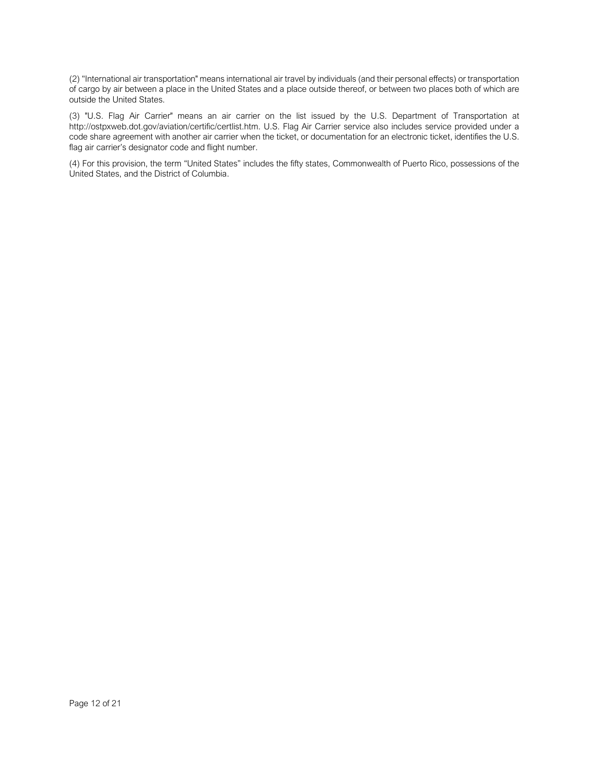(2) "International air transportation" means international air travel by individuals (and their personal effects) or transportation of cargo by air between a place in the United States and a place outside thereof, or between two places both of which are outside the United States.

(3) "U.S. Flag Air Carrier" means an air carrier on the list issued by the U.S. Department of Transportation at http://ostpxweb.dot.gov/aviation/certific/certlist.htm. U.S. Flag Air Carrier service also includes service provided under a code share agreement with another air carrier when the ticket, or documentation for an electronic ticket, identifies the U.S. flag air carrier's designator code and flight number.

(4) For this provision, the term "United States" includes the fifty states, Commonwealth of Puerto Rico, possessions of the United States, and the District of Columbia.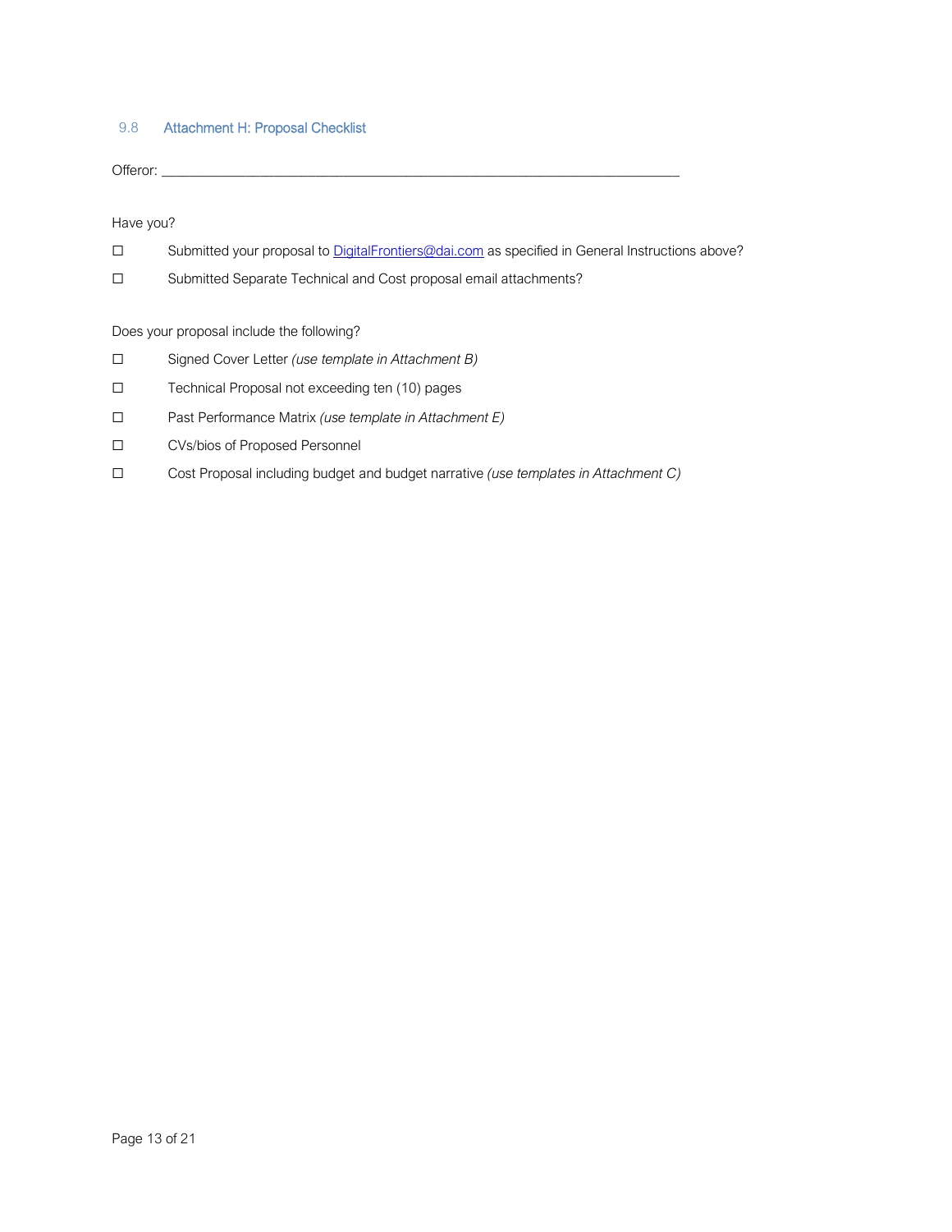### 9.8 Attachment H: Proposal Checklist

Offeror: ___________________________________________________________________________

Have you?

☐ Submitted your proposal to [DigitalFrontiers@dai.com](mailto:DigitalFrontiers@dai.com) as specified in General Instructions above?

☐ Submitted Separate Technical and Cost proposal email attachments?

Does your proposal include the following?

☐ Signed Cover Letter *(use template in Attachment B)*

☐ Technical Proposal not exceeding ten (10) pages

☐ Past Performance Matrix *(use template in Attachment E)*

☐ CVs/bios of Proposed Personnel

☐ Cost Proposal including budget and budget narrative *(use templates in Attachment C)*